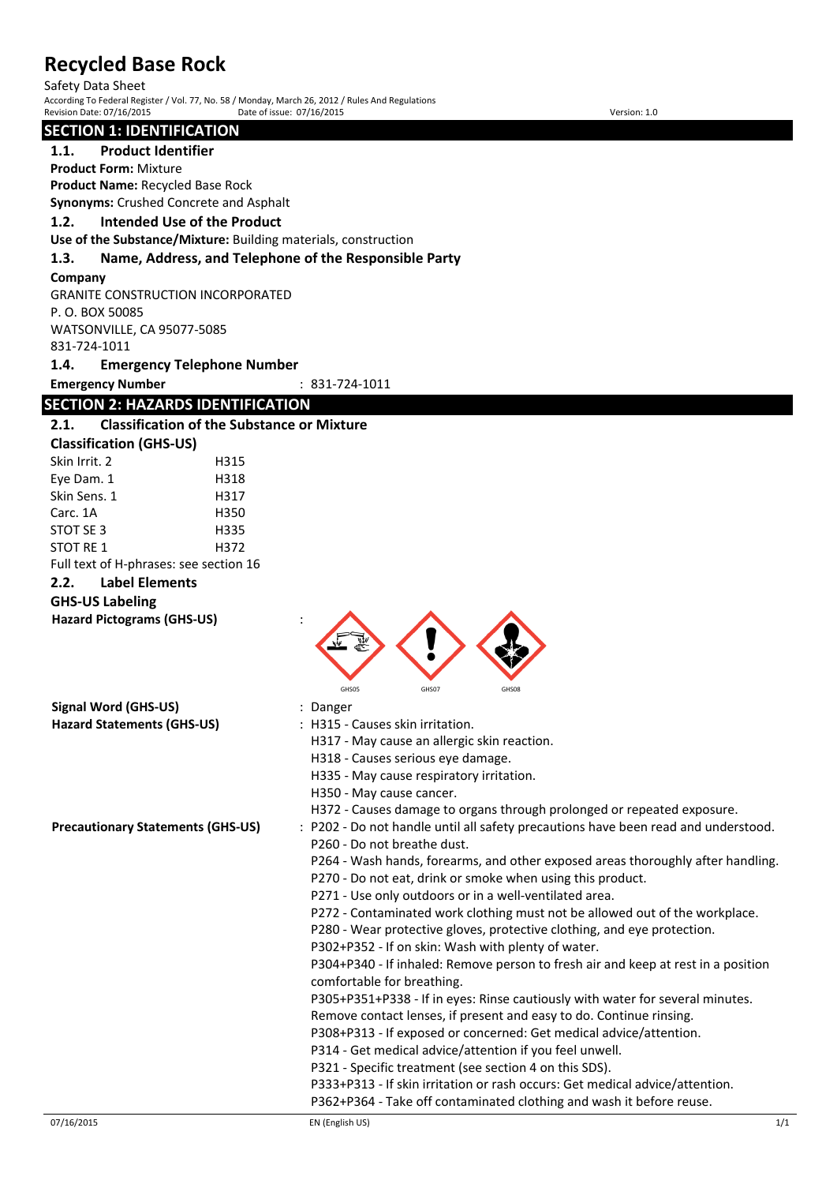# Recycled Base Rock

Safety Data Sheet

According To Federal Register / Vol. 77, No. 58 / Monday, March 26, 2012 / Rules And Regulations

Revision Date: 07/16/2015 Date of issue: 07/16/2015 Version: 1.0

## SECTION 1: IDENTIFICATION

### 1.1. Product Identifier

**Product Form:** Mixture

**Product Name:** Recycled Base Rock

**Synonyms:** Crushed Concrete and Asphalt

### 1.2. Intended Use of the Product

**Use of the Substance/Mixture:** Building materials, construction

### 1.3. Name, Address, and Telephone of the Responsible Party

**Company**

GRANITE CONSTRUCTION INCORPORATED
P. O. BOX 50085
WATSONVILLE, CA 95077-5085
831-724-1011

### 1.4. Emergency Telephone Number

**Emergency Number** : 831-724-1011

## SECTION 2: HAZARDS IDENTIFICATION

### 2.1. Classification of the Substance or Mixture

**Classification (GHS-US)**

| | |
|---|---|
| Skin Irrit. 2 | H315 |
| Eye Dam. 1 | H318 |
| Skin Sens. 1 | H317 |
| Carc. 1A | H350 |
| STOT SE 3 | H335 |
| STOT RE 1 | H372 |

Full text of H-phrases: see section 16

### 2.2. Label Elements

**GHS-US Labeling**

**Hazard Pictograms (GHS-US)** : GHS05 GHS07 GHS08

**Signal Word (GHS-US)** : Danger

**Hazard Statements (GHS-US)** : H315 - Causes skin irritation.
H317 - May cause an allergic skin reaction.
H318 - Causes serious eye damage.
H335 - May cause respiratory irritation.
H350 - May cause cancer.
H372 - Causes damage to organs through prolonged or repeated exposure.

**Precautionary Statements (GHS-US)** : P202 - Do not handle until all safety precautions have been read and understood.
P260 - Do not breathe dust.
P264 - Wash hands, forearms, and other exposed areas thoroughly after handling.
P270 - Do not eat, drink or smoke when using this product.
P271 - Use only outdoors or in a well-ventilated area.
P272 - Contaminated work clothing must not be allowed out of the workplace.
P280 - Wear protective gloves, protective clothing, and eye protection.
P302+P352 - If on skin: Wash with plenty of water.
P304+P340 - If inhaled: Remove person to fresh air and keep at rest in a position comfortable for breathing.
P305+P351+P338 - If in eyes: Rinse cautiously with water for several minutes. Remove contact lenses, if present and easy to do. Continue rinsing.
P308+P313 - If exposed or concerned: Get medical advice/attention.
P314 - Get medical advice/attention if you feel unwell.
P321 - Specific treatment (see section 4 on this SDS).
P333+P313 - If skin irritation or rash occurs: Get medical advice/attention.
P362+P364 - Take off contaminated clothing and wash it before reuse.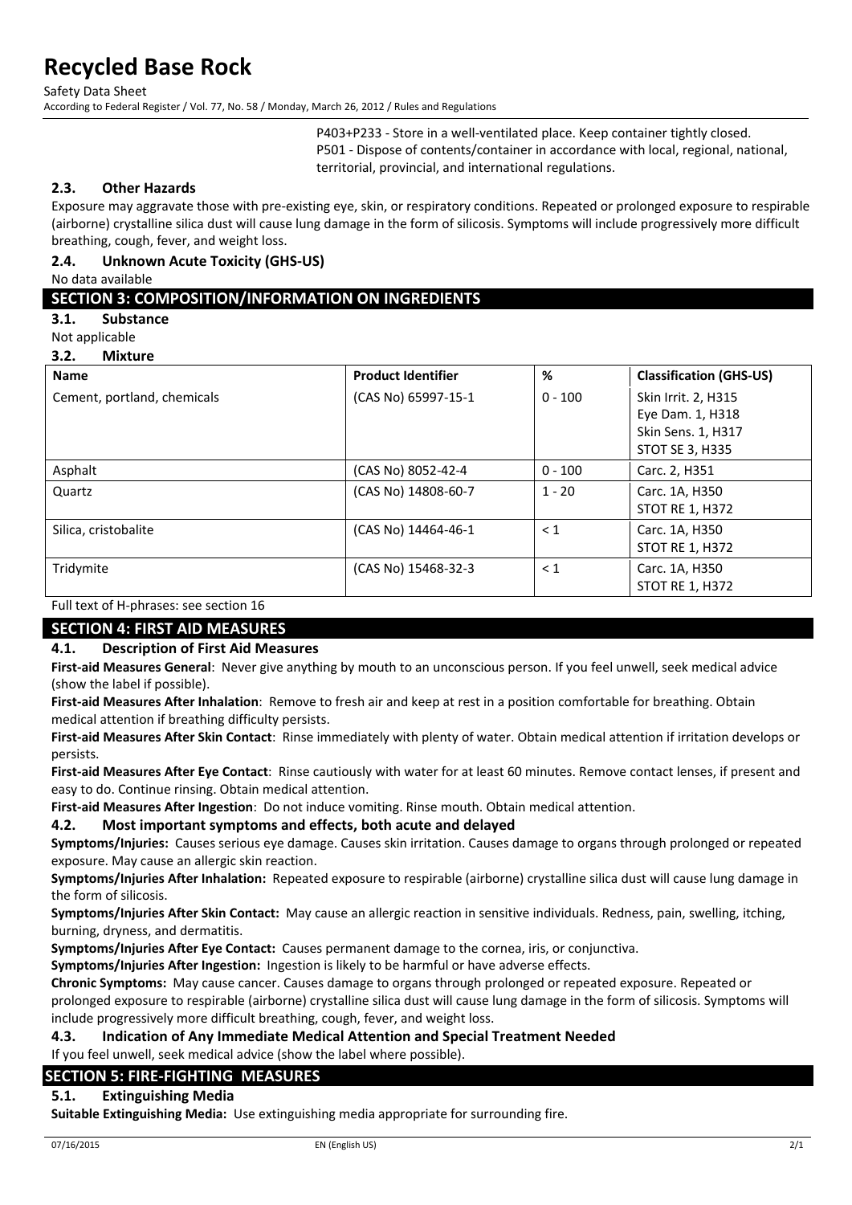P403+P233 - Store in a well-ventilated place. Keep container tightly closed.
P501 - Dispose of contents/container in accordance with local, regional, national, territorial, provincial, and international regulations.

### 2.3. Other Hazards

Exposure may aggravate those with pre-existing eye, skin, or respiratory conditions. Repeated or prolonged exposure to respirable (airborne) crystalline silica dust will cause lung damage in the form of silicosis. Symptoms will include progressively more difficult breathing, cough, fever, and weight loss.

### 2.4. Unknown Acute Toxicity (GHS-US)

No data available

## SECTION 3: COMPOSITION/INFORMATION ON INGREDIENTS

### 3.1. Substance

Not applicable

### 3.2. Mixture

| Name | Product Identifier | % | Classification (GHS-US) |
|---|---|---|---|
| Cement, portland, chemicals | (CAS No) 65997-15-1 | 0 - 100 | Skin Irrit. 2, H315<br>Eye Dam. 1, H318<br>Skin Sens. 1, H317<br>STOT SE 3, H335 |
| Asphalt | (CAS No) 8052-42-4 | 0 - 100 | Carc. 2, H351 |
| Quartz | (CAS No) 14808-60-7 | 1 - 20 | Carc. 1A, H350<br>STOT RE 1, H372 |
| Silica, cristobalite | (CAS No) 14464-46-1 | < 1 | Carc. 1A, H350<br>STOT RE 1, H372 |
| Tridymite | (CAS No) 15468-32-3 | < 1 | Carc. 1A, H350<br>STOT RE 1, H372 |

Full text of H-phrases: see section 16

## SECTION 4: FIRST AID MEASURES

### 4.1. Description of First Aid Measures

**First-aid Measures General**: Never give anything by mouth to an unconscious person. If you feel unwell, seek medical advice (show the label if possible).

**First-aid Measures After Inhalation**: Remove to fresh air and keep at rest in a position comfortable for breathing. Obtain medical attention if breathing difficulty persists.

**First-aid Measures After Skin Contact**: Rinse immediately with plenty of water. Obtain medical attention if irritation develops or persists.

**First-aid Measures After Eye Contact**: Rinse cautiously with water for at least 60 minutes. Remove contact lenses, if present and easy to do. Continue rinsing. Obtain medical attention.

**First-aid Measures After Ingestion**: Do not induce vomiting. Rinse mouth. Obtain medical attention.

### 4.2. Most important symptoms and effects, both acute and delayed

**Symptoms/Injuries:** Causes serious eye damage. Causes skin irritation. Causes damage to organs through prolonged or repeated exposure. May cause an allergic skin reaction.

**Symptoms/Injuries After Inhalation:** Repeated exposure to respirable (airborne) crystalline silica dust will cause lung damage in the form of silicosis.

**Symptoms/Injuries After Skin Contact:** May cause an allergic reaction in sensitive individuals. Redness, pain, swelling, itching, burning, dryness, and dermatitis.

**Symptoms/Injuries After Eye Contact:** Causes permanent damage to the cornea, iris, or conjunctiva.

**Symptoms/Injuries After Ingestion:** Ingestion is likely to be harmful or have adverse effects.

**Chronic Symptoms:** May cause cancer. Causes damage to organs through prolonged or repeated exposure. Repeated or prolonged exposure to respirable (airborne) crystalline silica dust will cause lung damage in the form of silicosis. Symptoms will include progressively more difficult breathing, cough, fever, and weight loss.

### 4.3. Indication of Any Immediate Medical Attention and Special Treatment Needed

If you feel unwell, seek medical advice (show the label where possible).

## SECTION 5: FIRE-FIGHTING MEASURES

### 5.1. Extinguishing Media

**Suitable Extinguishing Media:** Use extinguishing media appropriate for surrounding fire.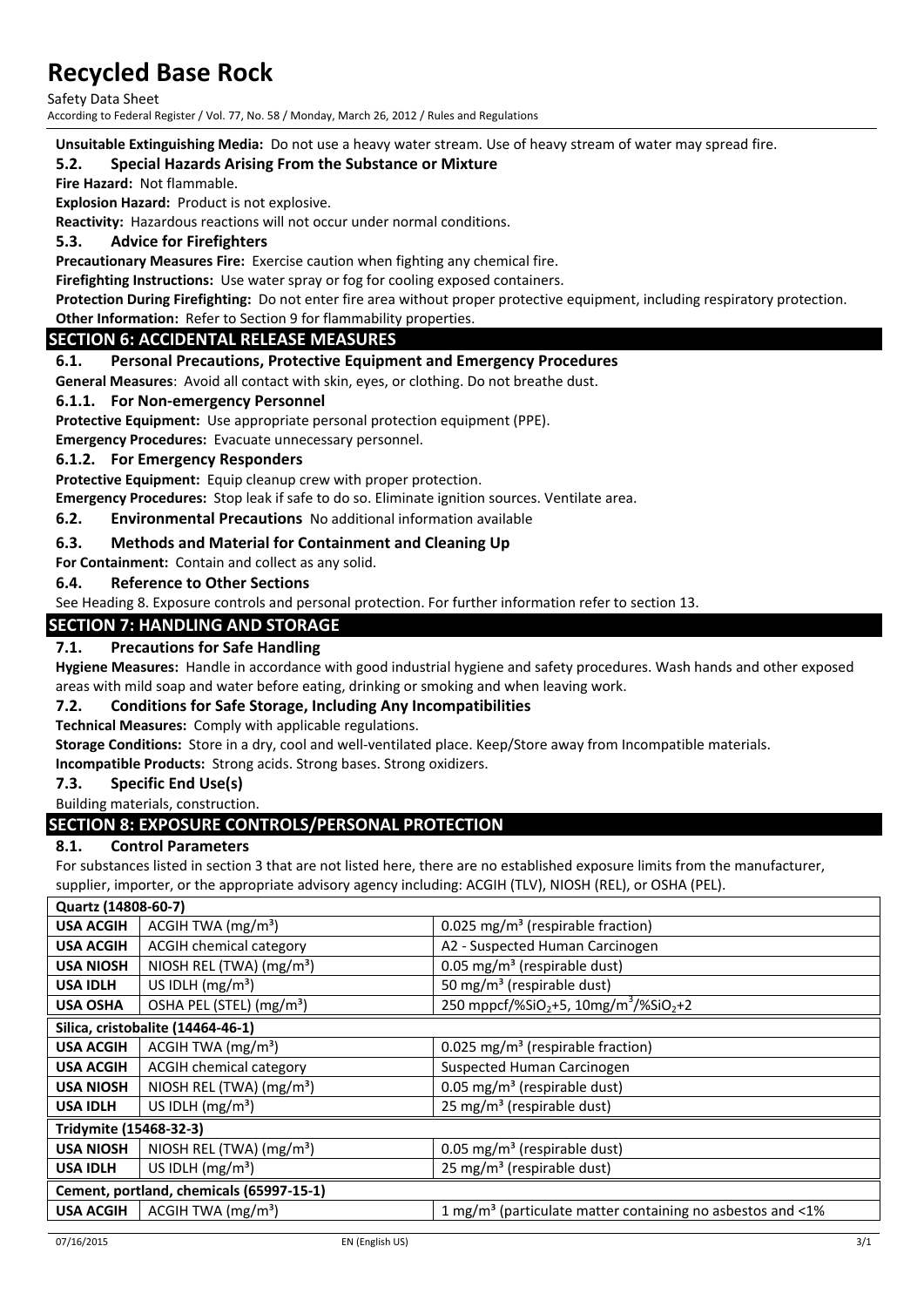**Unsuitable Extinguishing Media:** Do not use a heavy water stream. Use of heavy stream of water may spread fire.

### 5.2. Special Hazards Arising From the Substance or Mixture

**Fire Hazard:** Not flammable.

**Explosion Hazard:** Product is not explosive.

**Reactivity:** Hazardous reactions will not occur under normal conditions.

### 5.3. Advice for Firefighters

**Precautionary Measures Fire:** Exercise caution when fighting any chemical fire.

**Firefighting Instructions:** Use water spray or fog for cooling exposed containers.

**Protection During Firefighting:** Do not enter fire area without proper protective equipment, including respiratory protection.

**Other Information:** Refer to Section 9 for flammability properties.

## SECTION 6: ACCIDENTAL RELEASE MEASURES

### 6.1. Personal Precautions, Protective Equipment and Emergency Procedures

**General Measures**: Avoid all contact with skin, eyes, or clothing. Do not breathe dust.

#### 6.1.1. For Non-emergency Personnel

**Protective Equipment:** Use appropriate personal protection equipment (PPE).

**Emergency Procedures:** Evacuate unnecessary personnel.

#### 6.1.2. For Emergency Responders

**Protective Equipment:** Equip cleanup crew with proper protection.

**Emergency Procedures:** Stop leak if safe to do so. Eliminate ignition sources. Ventilate area.

### 6.2. Environmental Precautions No additional information available

### 6.3. Methods and Material for Containment and Cleaning Up

**For Containment:** Contain and collect as any solid.

### 6.4. Reference to Other Sections

See Heading 8. Exposure controls and personal protection. For further information refer to section 13.

## SECTION 7: HANDLING AND STORAGE

### 7.1. Precautions for Safe Handling

**Hygiene Measures:** Handle in accordance with good industrial hygiene and safety procedures. Wash hands and other exposed areas with mild soap and water before eating, drinking or smoking and when leaving work.

### 7.2. Conditions for Safe Storage, Including Any Incompatibilities

**Technical Measures:** Comply with applicable regulations.

**Storage Conditions:** Store in a dry, cool and well-ventilated place. Keep/Store away from Incompatible materials.

**Incompatible Products:** Strong acids. Strong bases. Strong oxidizers.

### 7.3. Specific End Use(s)

Building materials, construction.

## SECTION 8: EXPOSURE CONTROLS/PERSONAL PROTECTION

### 8.1. Control Parameters

For substances listed in section 3 that are not listed here, there are no established exposure limits from the manufacturer, supplier, importer, or the appropriate advisory agency including: ACGIH (TLV), NIOSH (REL), or OSHA (PEL).

| Quartz (14808-60-7) | | |
|---|---|---|
| USA ACGIH | ACGIH TWA ($mg/m^3$) | 0.025 $mg/m^3$ (respirable fraction) |
| USA ACGIH | ACGIH chemical category | A2 - Suspected Human Carcinogen |
| USA NIOSH | NIOSH REL (TWA) ($mg/m^3$) | 0.05 $mg/m^3$ (respirable dust) |
| USA IDLH | US IDLH ($mg/m^3$) | 50 $mg/m^3$ (respirable dust) |
| USA OSHA | OSHA PEL (STEL) ($mg/m^3$) | 250 mppcf/%$SiO_2$+5, 10mg/$m^3$/%$SiO_2$+2 |
| **Silica, cristobalite (14464-46-1)** | | |
| USA ACGIH | ACGIH TWA ($mg/m^3$) | 0.025 $mg/m^3$ (respirable fraction) |
| USA ACGIH | ACGIH chemical category | Suspected Human Carcinogen |
| USA NIOSH | NIOSH REL (TWA) ($mg/m^3$) | 0.05 $mg/m^3$ (respirable dust) |
| USA IDLH | US IDLH ($mg/m^3$) | 25 $mg/m^3$ (respirable dust) |
| **Tridymite (15468-32-3)** | | |
| USA NIOSH | NIOSH REL (TWA) ($mg/m^3$) | 0.05 $mg/m^3$ (respirable dust) |
| USA IDLH | US IDLH ($mg/m^3$) | 25 $mg/m^3$ (respirable dust) |
| **Cement, portland, chemicals (65997-15-1)** | | |
| USA ACGIH | ACGIH TWA ($mg/m^3$) | 1 $mg/m^3$ (particulate matter containing no asbestos and <1% |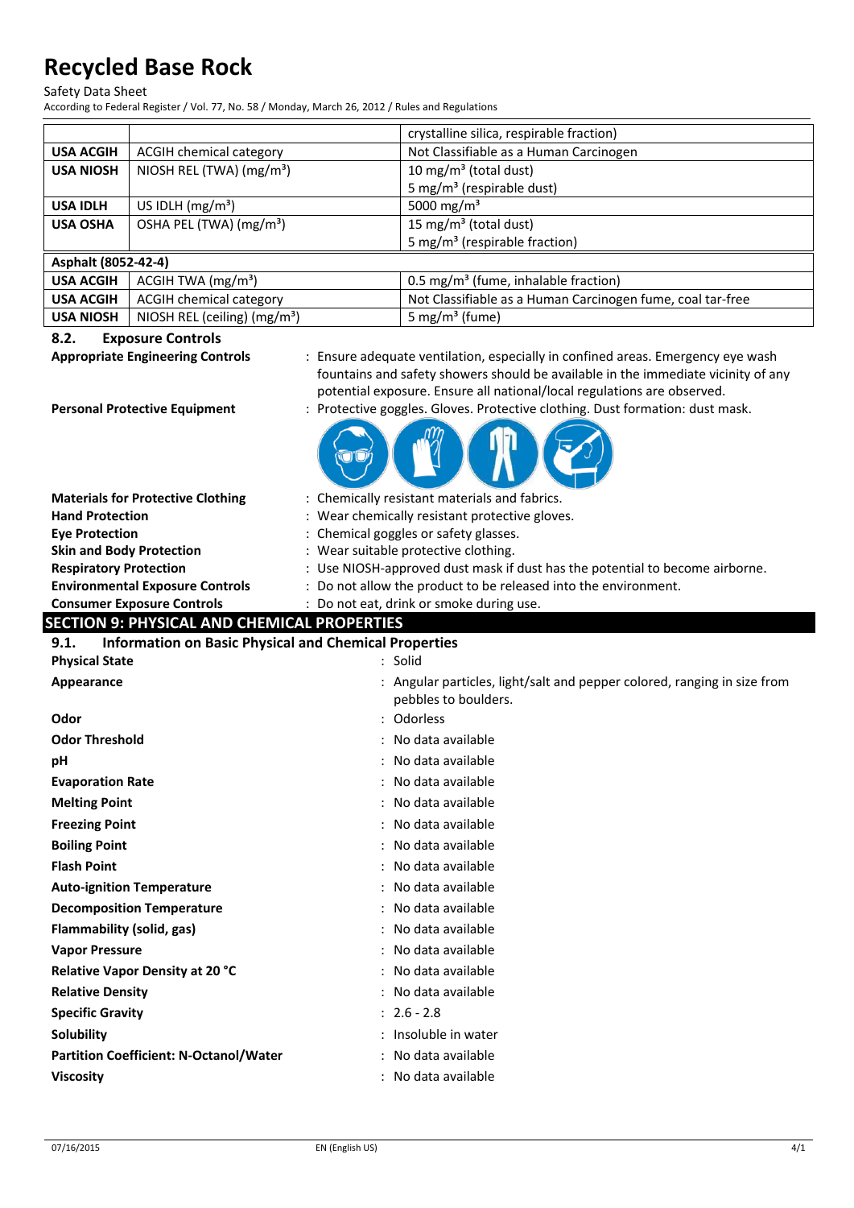|  |  | crystalline silica, respirable fraction) |
|---|---|---|
| **USA ACGIH** | ACGIH chemical category | Not Classifiable as a Human Carcinogen |
| **USA NIOSH** | NIOSH REL (TWA) (mg/m³) | 10 mg/m³ (total dust)<br>5 mg/m³ (respirable dust) |
| **USA IDLH** | US IDLH (mg/m³) | 5000 mg/m³ |
| **USA OSHA** | OSHA PEL (TWA) (mg/m³) | 15 mg/m³ (total dust)<br>5 mg/m³ (respirable fraction) |
| **Asphalt (8052-42-4)** |  |  |
| **USA ACGIH** | ACGIH TWA (mg/m³) | 0.5 mg/m³ (fume, inhalable fraction) |
| **USA ACGIH** | ACGIH chemical category | Not Classifiable as a Human Carcinogen fume, coal tar-free |
| **USA NIOSH** | NIOSH REL (ceiling) (mg/m³) | 5 mg/m³ (fume) |

### 8.2. Exposure Controls

**Appropriate Engineering Controls** : Ensure adequate ventilation, especially in confined areas. Emergency eye wash fountains and safety showers should be available in the immediate vicinity of any potential exposure. Ensure all national/local regulations are observed.

**Personal Protective Equipment** : Protective goggles. Gloves. Protective clothing. Dust formation: dust mask.

**Materials for Protective Clothing** : Chemically resistant materials and fabrics.

**Hand Protection** : Wear chemically resistant protective gloves.

**Eye Protection** : Chemical goggles or safety glasses.

**Skin and Body Protection** : Wear suitable protective clothing.

**Respiratory Protection** : Use NIOSH-approved dust mask if dust has the potential to become airborne.

**Environmental Exposure Controls** : Do not allow the product to be released into the environment.

**Consumer Exposure Controls** : Do not eat, drink or smoke during use.

## SECTION 9: PHYSICAL AND CHEMICAL PROPERTIES

### 9.1. Information on Basic Physical and Chemical Properties

**Physical State** : Solid

**Appearance** : Angular particles, light/salt and pepper colored, ranging in size from pebbles to boulders.

**Odor** : Odorless

**Odor Threshold** : No data available

**pH** : No data available

**Evaporation Rate** : No data available

**Melting Point** : No data available

**Freezing Point** : No data available

**Boiling Point** : No data available

**Flash Point** : No data available

**Auto-ignition Temperature** : No data available

**Decomposition Temperature** : No data available

**Flammability (solid, gas)** : No data available

**Vapor Pressure** : No data available

**Relative Vapor Density at 20 °C** : No data available

**Relative Density** : No data available

**Specific Gravity** : 2.6 - 2.8

**Solubility** : Insoluble in water

**Partition Coefficient: N-Octanol/Water** : No data available

**Viscosity** : No data available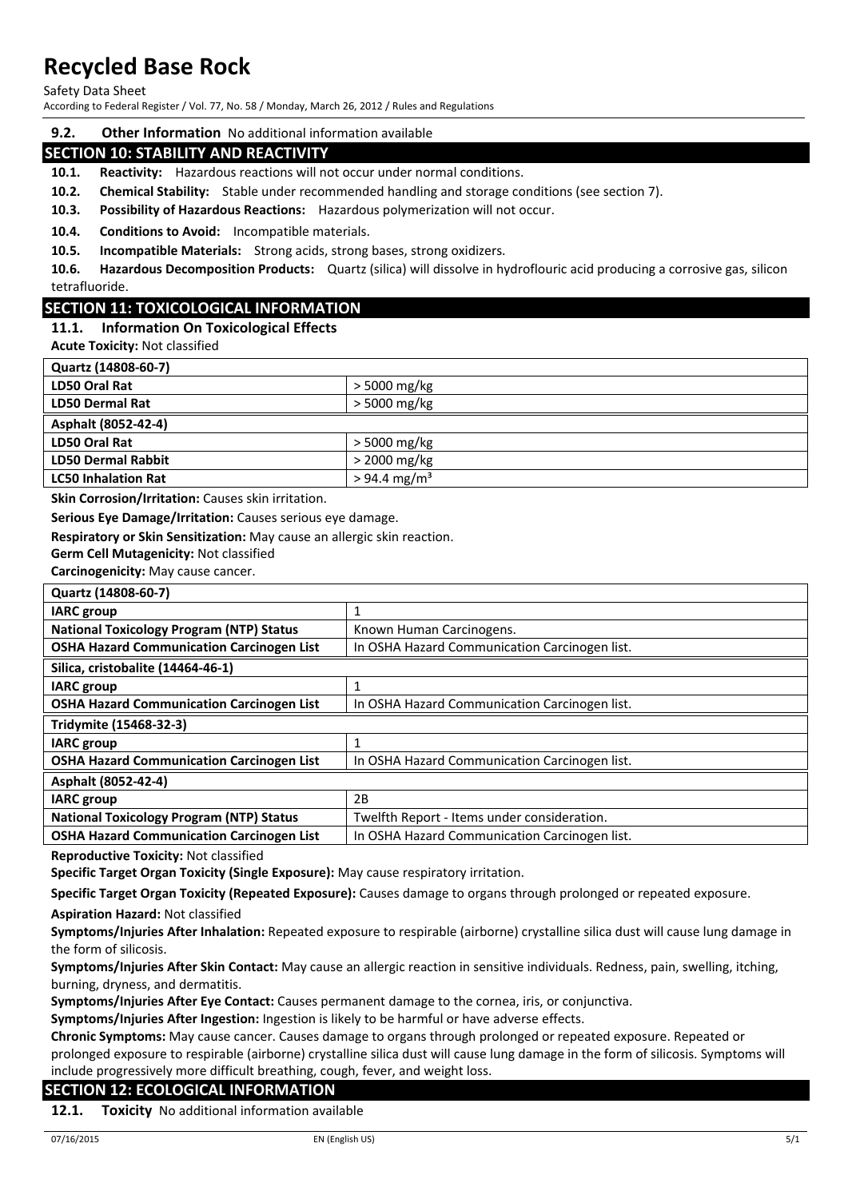### 9.2. Other Information

No additional information available

## SECTION 10: STABILITY AND REACTIVITY

**10.1. Reactivity:** Hazardous reactions will not occur under normal conditions.

**10.2. Chemical Stability:** Stable under recommended handling and storage conditions (see section 7).

**10.3. Possibility of Hazardous Reactions:** Hazardous polymerization will not occur.

**10.4. Conditions to Avoid:** Incompatible materials.

**10.5. Incompatible Materials:** Strong acids, strong bases, strong oxidizers.

**10.6. Hazardous Decomposition Products:** Quartz (silica) will dissolve in hydroflouric acid producing a corrosive gas, silicon tetrafluoride.

## SECTION 11: TOXICOLOGICAL INFORMATION

### 11.1. Information On Toxicological Effects

**Acute Toxicity:** Not classified

| **Quartz (14808-60-7)** | |
|---|---|
| **LD50 Oral Rat** | > 5000 mg/kg |
| **LD50 Dermal Rat** | > 5000 mg/kg |
| **Asphalt (8052-42-4)** | |
| **LD50 Oral Rat** | > 5000 mg/kg |
| **LD50 Dermal Rabbit** | > 2000 mg/kg |
| **LC50 Inhalation Rat** | > 94.4 mg/m³ |

**Skin Corrosion/Irritation:** Causes skin irritation.

**Serious Eye Damage/Irritation:** Causes serious eye damage.

**Respiratory or Skin Sensitization:** May cause an allergic skin reaction.

**Germ Cell Mutagenicity:** Not classified

**Carcinogenicity:** May cause cancer.

| **Quartz (14808-60-7)** | |
|---|---|
| **IARC group** | 1 |
| **National Toxicology Program (NTP) Status** | Known Human Carcinogens. |
| **OSHA Hazard Communication Carcinogen List** | In OSHA Hazard Communication Carcinogen list. |
| **Silica, cristobalite (14464-46-1)** | |
| **IARC group** | 1 |
| **OSHA Hazard Communication Carcinogen List** | In OSHA Hazard Communication Carcinogen list. |
| **Tridymite (15468-32-3)** | |
| **IARC group** | 1 |
| **OSHA Hazard Communication Carcinogen List** | In OSHA Hazard Communication Carcinogen list. |
| **Asphalt (8052-42-4)** | |
| **IARC group** | 2B |
| **National Toxicology Program (NTP) Status** | Twelfth Report - Items under consideration. |
| **OSHA Hazard Communication Carcinogen List** | In OSHA Hazard Communication Carcinogen list. |

**Reproductive Toxicity:** Not classified

**Specific Target Organ Toxicity (Single Exposure):** May cause respiratory irritation.

**Specific Target Organ Toxicity (Repeated Exposure):** Causes damage to organs through prolonged or repeated exposure.

**Aspiration Hazard:** Not classified

**Symptoms/Injuries After Inhalation:** Repeated exposure to respirable (airborne) crystalline silica dust will cause lung damage in the form of silicosis.

**Symptoms/Injuries After Skin Contact:** May cause an allergic reaction in sensitive individuals. Redness, pain, swelling, itching, burning, dryness, and dermatitis.

**Symptoms/Injuries After Eye Contact:** Causes permanent damage to the cornea, iris, or conjunctiva.

**Symptoms/Injuries After Ingestion:** Ingestion is likely to be harmful or have adverse effects.

**Chronic Symptoms:** May cause cancer. Causes damage to organs through prolonged or repeated exposure. Repeated or prolonged exposure to respirable (airborne) crystalline silica dust will cause lung damage in the form of silicosis. Symptoms will include progressively more difficult breathing, cough, fever, and weight loss.

## SECTION 12: ECOLOGICAL INFORMATION

### 12.1. Toxicity

No additional information available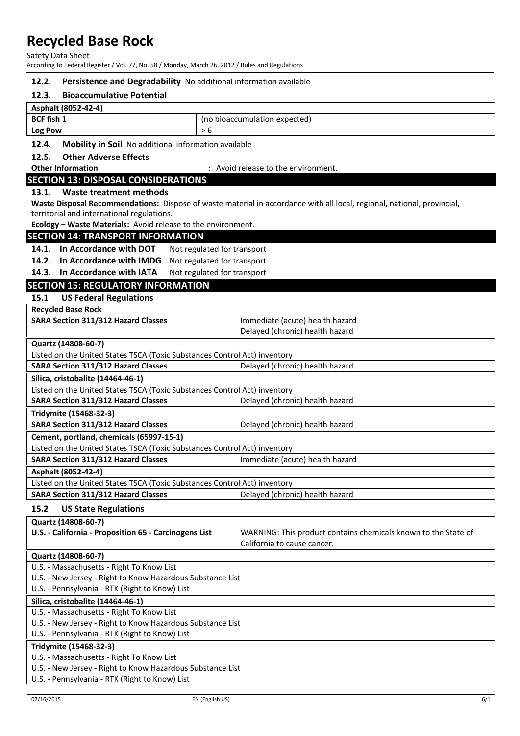### 12.2. Persistence and Degradability

No additional information available

### 12.3. Bioaccumulative Potential

| Asphalt (8052-42-4) | |
|---|---|
| BCF fish 1 | (no bioaccumulation expected) |
| Log Pow | > 6 |

### 12.4. Mobility in Soil

No additional information available

### 12.5. Other Adverse Effects

**Other Information** : Avoid release to the environment.

## SECTION 13: DISPOSAL CONSIDERATIONS

### 13.1. Waste treatment methods

**Waste Disposal Recommendations:** Dispose of waste material in accordance with all local, regional, national, provincial, territorial and international regulations.

**Ecology – Waste Materials:** Avoid release to the environment.

## SECTION 14: TRANSPORT INFORMATION

**14.1. In Accordance with DOT** Not regulated for transport

**14.2. In Accordance with IMDG** Not regulated for transport

**14.3. In Accordance with IATA** Not regulated for transport

## SECTION 15: REGULATORY INFORMATION

### 15.1 US Federal Regulations

| Recycled Base Rock | |
|---|---|
| SARA Section 311/312 Hazard Classes | Immediate (acute) health hazard<br>Delayed (chronic) health hazard |

| Quartz (14808-60-7) | |
|---|---|
| Listed on the United States TSCA (Toxic Substances Control Act) inventory | |
| SARA Section 311/312 Hazard Classes | Delayed (chronic) health hazard |

| Silica, cristobalite (14464-46-1) | |
|---|---|
| Listed on the United States TSCA (Toxic Substances Control Act) inventory | |
| SARA Section 311/312 Hazard Classes | Delayed (chronic) health hazard |

| Tridymite (15468-32-3) | |
|---|---|
| SARA Section 311/312 Hazard Classes | Delayed (chronic) health hazard |

| Cement, portland, chemicals (65997-15-1) | |
|---|---|
| Listed on the United States TSCA (Toxic Substances Control Act) inventory | |
| SARA Section 311/312 Hazard Classes | Immediate (acute) health hazard |

| Asphalt (8052-42-4) | |
|---|---|
| Listed on the United States TSCA (Toxic Substances Control Act) inventory | |
| SARA Section 311/312 Hazard Classes | Delayed (chronic) health hazard |

### 15.2 US State Regulations

| Quartz (14808-60-7) | |
|---|---|
| U.S. - California - Proposition 65 - Carcinogens List | WARNING: This product contains chemicals known to the State of California to cause cancer. |

| Quartz (14808-60-7) |
|---|
| U.S. - Massachusetts - Right To Know List |
| U.S. - New Jersey - Right to Know Hazardous Substance List |
| U.S. - Pennsylvania - RTK (Right to Know) List |

| Silica, cristobalite (14464-46-1) |
|---|
| U.S. - Massachusetts - Right To Know List |
| U.S. - New Jersey - Right to Know Hazardous Substance List |
| U.S. - Pennsylvania - RTK (Right to Know) List |

| Tridymite (15468-32-3) |
|---|
| U.S. - Massachusetts - Right To Know List |
| U.S. - New Jersey - Right to Know Hazardous Substance List |
| U.S. - Pennsylvania - RTK (Right to Know) List |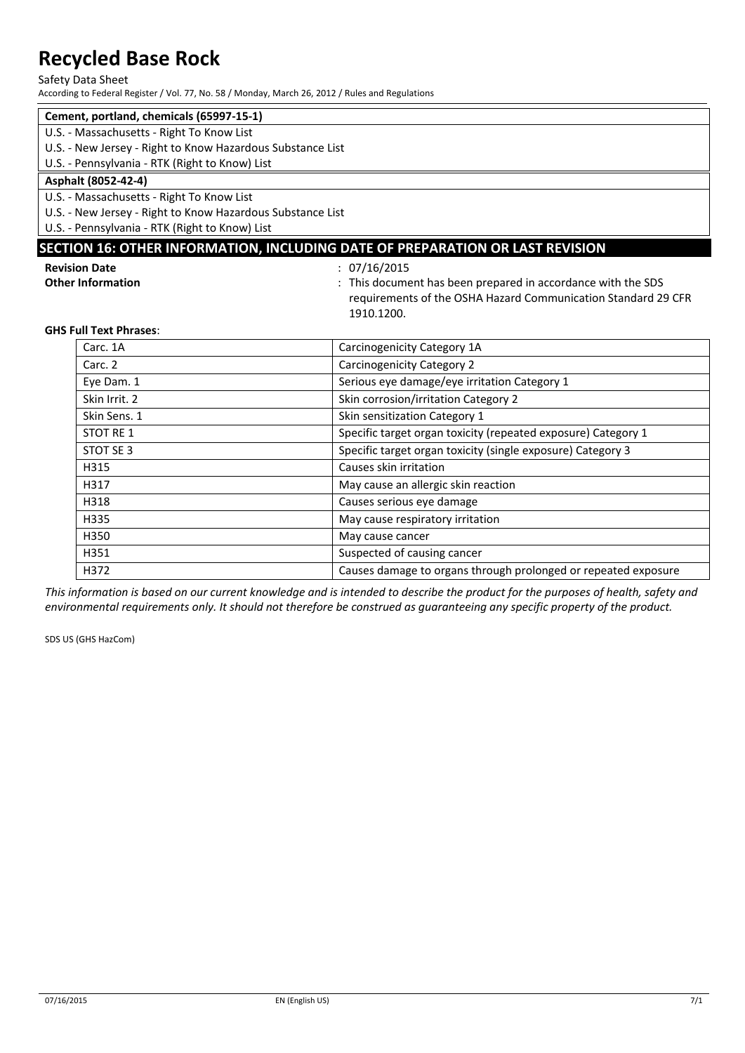| Cement, portland, chemicals (65997-15-1) |
| --- |
| U.S. - Massachusetts - Right To Know List |
| U.S. - New Jersey - Right to Know Hazardous Substance List |
| U.S. - Pennsylvania - RTK (Right to Know) List |

| Asphalt (8052-42-4) |
| --- |
| U.S. - Massachusetts - Right To Know List |
| U.S. - New Jersey - Right to Know Hazardous Substance List |
| U.S. - Pennsylvania - RTK (Right to Know) List |

## SECTION 16: OTHER INFORMATION, INCLUDING DATE OF PREPARATION OR LAST REVISION

**Revision Date** : 07/16/2015

**Other Information** : This document has been prepared in accordance with the SDS requirements of the OSHA Hazard Communication Standard 29 CFR 1910.1200.

**GHS Full Text Phrases**:

| | |
| --- | --- |
| Carc. 1A | Carcinogenicity Category 1A |
| Carc. 2 | Carcinogenicity Category 2 |
| Eye Dam. 1 | Serious eye damage/eye irritation Category 1 |
| Skin Irrit. 2 | Skin corrosion/irritation Category 2 |
| Skin Sens. 1 | Skin sensitization Category 1 |
| STOT RE 1 | Specific target organ toxicity (repeated exposure) Category 1 |
| STOT SE 3 | Specific target organ toxicity (single exposure) Category 3 |
| H315 | Causes skin irritation |
| H317 | May cause an allergic skin reaction |
| H318 | Causes serious eye damage |
| H335 | May cause respiratory irritation |
| H350 | May cause cancer |
| H351 | Suspected of causing cancer |
| H372 | Causes damage to organs through prolonged or repeated exposure |

*This information is based on our current knowledge and is intended to describe the product for the purposes of health, safety and environmental requirements only. It should not therefore be construed as guaranteeing any specific property of the product.*

SDS US (GHS HazCom)